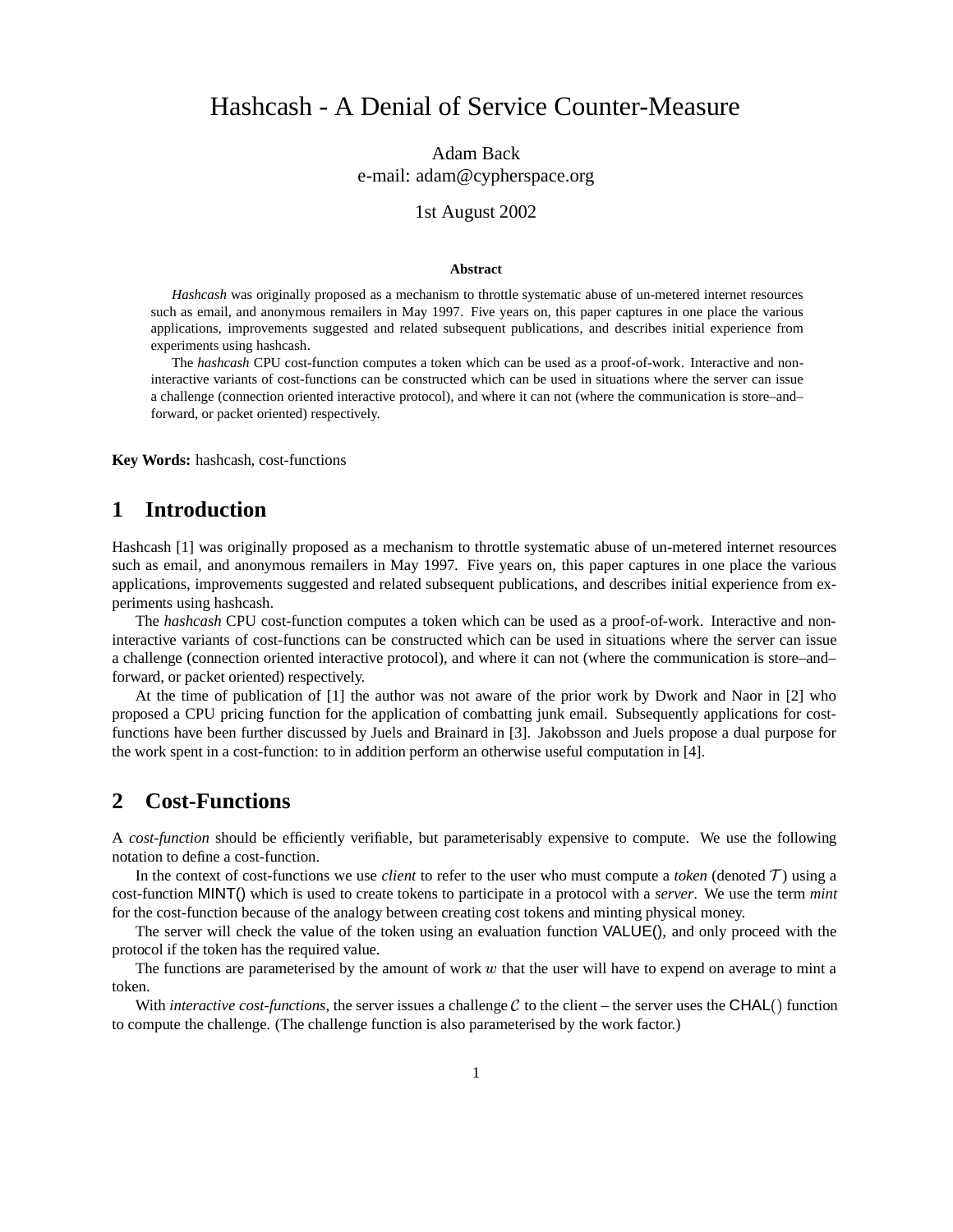# Hashcash - A Denial of Service Counter-Measure

Adam Back
e-mail: adam@cypherspace.org

1st August 2002

**Abstract**

*Hashcash* was originally proposed as a mechanism to throttle systematic abuse of un-metered internet resources such as email, and anonymous remailers in May 1997. Five years on, this paper captures in one place the various applications, improvements suggested and related subsequent publications, and describes initial experience from experiments using hashcash.

The *hashcash* CPU cost-function computes a token which can be used as a proof-of-work. Interactive and non-interactive variants of cost-functions can be constructed which can be used in situations where the server can issue a challenge (connection oriented interactive protocol), and where it can not (where the communication is store–and–forward, or packet oriented) respectively.

**Key Words:** hashcash, cost-functions

## 1 Introduction

Hashcash [1] was originally proposed as a mechanism to throttle systematic abuse of un-metered internet resources such as email, and anonymous remailers in May 1997. Five years on, this paper captures in one place the various applications, improvements suggested and related subsequent publications, and describes initial experience from experiments using hashcash.

The *hashcash* CPU cost-function computes a token which can be used as a proof-of-work. Interactive and non-interactive variants of cost-functions can be constructed which can be used in situations where the server can issue a challenge (connection oriented interactive protocol), and where it can not (where the communication is store–and–forward, or packet oriented) respectively.

At the time of publication of [1] the author was not aware of the prior work by Dwork and Naor in [2] who proposed a CPU pricing function for the application of combatting junk email. Subsequently applications for cost-functions have been further discussed by Juels and Brainard in [3]. Jakobsson and Juels propose a dual purpose for the work spent in a cost-function: to in addition perform an otherwise useful computation in [4].

## 2 Cost-Functions

A *cost-function* should be efficiently verifiable, but parameterisably expensive to compute. We use the following notation to define a cost-function.

In the context of cost-functions we use *client* to refer to the user who must compute a *token* (denoted $\mathcal{T}$) using a cost-function MINT() which is used to create tokens to participate in a protocol with a *server*. We use the term *mint* for the cost-function because of the analogy between creating cost tokens and minting physical money.

The server will check the value of the token using an evaluation function VALUE(), and only proceed with the protocol if the token has the required value.

The functions are parameterised by the amount of work $w$ that the user will have to expend on average to mint a token.

With *interactive cost-functions*, the server issues a challenge $\mathcal{C}$ to the client – the server uses the CHAL() function to compute the challenge. (The challenge function is also parameterised by the work factor.)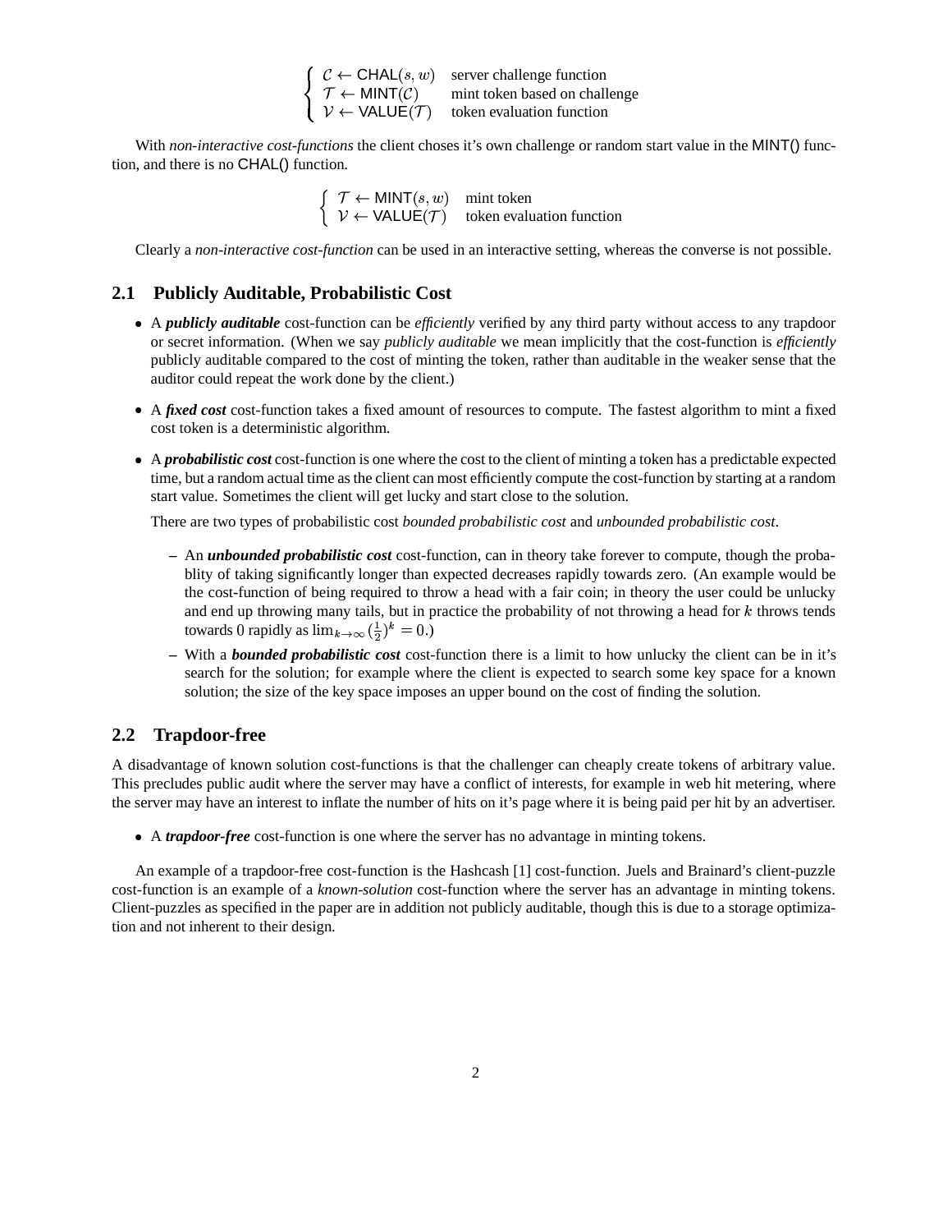$$\begin{cases} \mathcal{C} \leftarrow \mathsf{CHAL}(s, w) & \text{server challenge function} \\ \mathcal{T} \leftarrow \mathsf{MINT}(\mathcal{C}) & \text{mint token based on challenge} \\ \mathcal{V} \leftarrow \mathsf{VALUE}(\mathcal{T}) & \text{token evaluation function} \end{cases}$$

With *non-interactive cost-functions* the client choses it's own challenge or random start value in the MINT() function, and there is no CHAL() function.

$$\begin{cases} \mathcal{T} \leftarrow \mathsf{MINT}(s, w) & \text{mint token} \\ \mathcal{V} \leftarrow \mathsf{VALUE}(\mathcal{T}) & \text{token evaluation function} \end{cases}$$

Clearly a *non-interactive cost-function* can be used in an interactive setting, whereas the converse is not possible.

## 2.1 Publicly Auditable, Probabilistic Cost

- A ***publicly auditable*** cost-function can be *efficiently* verified by any third party without access to any trapdoor or secret information. (When we say *publicly auditable* we mean implicitly that the cost-function is *efficiently* publicly auditable compared to the cost of minting the token, rather than auditable in the weaker sense that the auditor could repeat the work done by the client.)
- A ***fixed cost*** cost-function takes a fixed amount of resources to compute. The fastest algorithm to mint a fixed cost token is a deterministic algorithm.
- A ***probabilistic cost*** cost-function is one where the cost to the client of minting a token has a predictable expected time, but a random actual time as the client can most efficiently compute the cost-function by starting at a random start value. Sometimes the client will get lucky and start close to the solution.

  There are two types of probabilistic cost *bounded probabilistic cost* and *unbounded probabilistic cost*.

  - An ***unbounded probabilistic cost*** cost-function, can in theory take forever to compute, though the probablity of taking significantly longer than expected decreases rapidly towards zero. (An example would be the cost-function of being required to throw a head with a fair coin; in theory the user could be unlucky and end up throwing many tails, but in practice the probability of not throwing a head for $k$ throws tends towards 0 rapidly as $\lim_{k \to \infty} (\frac{1}{2})^k = 0$.)
  - With a ***bounded probabilistic cost*** cost-function there is a limit to how unlucky the client can be in it's search for the solution; for example where the client is expected to search some key space for a known solution; the size of the key space imposes an upper bound on the cost of finding the solution.

## 2.2 Trapdoor-free

A disadvantage of known solution cost-functions is that the challenger can cheaply create tokens of arbitrary value. This precludes public audit where the server may have a conflict of interests, for example in web hit metering, where the server may have an interest to inflate the number of hits on it's page where it is being paid per hit by an advertiser.

- A ***trapdoor-free*** cost-function is one where the server has no advantage in minting tokens.

An example of a trapdoor-free cost-function is the Hashcash [1] cost-function. Juels and Brainard's client-puzzle cost-function is an example of a *known-solution* cost-function where the server has an advantage in minting tokens. Client-puzzles as specified in the paper are in addition not publicly auditable, though this is due to a storage optimization and not inherent to their design.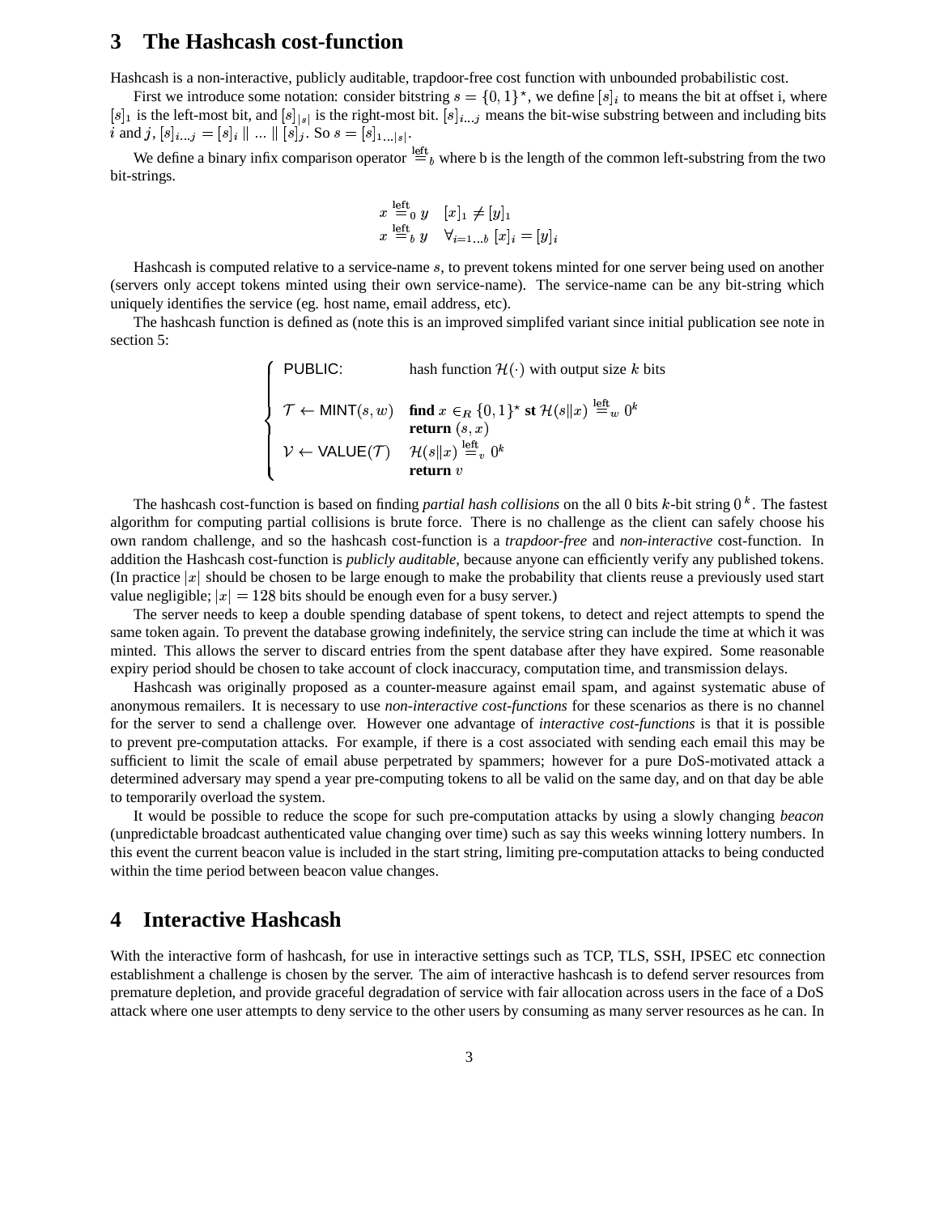## 3 The Hashcash cost-function

Hashcash is a non-interactive, publicly auditable, trapdoor-free cost function with unbounded probabilistic cost.

First we introduce some notation: consider bitstring $s = \{0,1\}^\star$, we define $[s]_i$ to means the bit at offset i, where $[s]_1$ is the left-most bit, and $[s]_{|s|}$ is the right-most bit. $[s]_{i \ldots j}$ means the bit-wise substring between and including bits $i$ and $j$, $[s]_{i \ldots j} = [s]_i \parallel \ldots \parallel [s]_j$. So $s = [s]_{1 \ldots |s|}$.

We define a binary infix comparison operator $\overset{\text{left}}{=}_b$ where b is the length of the common left-substring from the two bit-strings.

$$
\begin{array}{ll}
x \overset{\text{left}}{=}_0 y & [x]_1 \neq [y]_1 \\
x \overset{\text{left}}{=}_b y & \forall_{i=1 \ldots b} \; [x]_i = [y]_i
\end{array}
$$

Hashcash is computed relative to a service-name $s$, to prevent tokens minted for one server being used on another (servers only accept tokens minted using their own service-name). The service-name can be any bit-string which uniquely identifies the service (eg. host name, email address, etc).

The hashcash function is defined as (note this is an improved simplifed variant since initial publication see note in section 5:

$$
\left\{
\begin{array}{ll}
\mathsf{PUBLIC:} & \text{hash function } \mathcal{H}(\cdot) \text{ with output size } k \text{ bits} \\
& \\
\mathcal{T} \leftarrow \mathsf{MINT}(s, w) & \textbf{find } x \in_R \{0,1\}^\star \textbf{ st } \mathcal{H}(s \| x) \overset{\text{left}}{=}_w 0^k \\
& \textbf{return } (s, x) \\
\mathcal{V} \leftarrow \mathsf{VALUE}(\mathcal{T}) & \mathcal{H}(s \| x) \overset{\text{left}}{=}_v 0^k \\
& \textbf{return } v
\end{array}
\right.
$$

The hashcash cost-function is based on finding *partial hash collisions* on the all 0 bits $k$-bit string $0^k$. The fastest algorithm for computing partial collisions is brute force. There is no challenge as the client can safely choose his own random challenge, and so the hashcash cost-function is a *trapdoor-free* and *non-interactive* cost-function. In addition the Hashcash cost-function is *publicly auditable*, because anyone can efficiently verify any published tokens. (In practice $|x|$ should be chosen to be large enough to make the probability that clients reuse a previously used start value negligible; $|x| = 128$ bits should be enough even for a busy server.)

The server needs to keep a double spending database of spent tokens, to detect and reject attempts to spend the same token again. To prevent the database growing indefinitely, the service string can include the time at which it was minted. This allows the server to discard entries from the spent database after they have expired. Some reasonable expiry period should be chosen to take account of clock inaccuracy, computation time, and transmission delays.

Hashcash was originally proposed as a counter-measure against email spam, and against systematic abuse of anonymous remailers. It is necessary to use *non-interactive cost-functions* for these scenarios as there is no channel for the server to send a challenge over. However one advantage of *interactive cost-functions* is that it is possible to prevent pre-computation attacks. For example, if there is a cost associated with sending each email this may be sufficient to limit the scale of email abuse perpetrated by spammers; however for a pure DoS-motivated attack a determined adversary may spend a year pre-computing tokens to all be valid on the same day, and on that day be able to temporarily overload the system.

It would be possible to reduce the scope for such pre-computation attacks by using a slowly changing *beacon* (unpredictable broadcast authenticated value changing over time) such as say this weeks winning lottery numbers. In this event the current beacon value is included in the start string, limiting pre-computation attacks to being conducted within the time period between beacon value changes.

## 4 Interactive Hashcash

With the interactive form of hashcash, for use in interactive settings such as TCP, TLS, SSH, IPSEC etc connection establishment a challenge is chosen by the server. The aim of interactive hashcash is to defend server resources from premature depletion, and provide graceful degradation of service with fair allocation across users in the face of a DoS attack where one user attempts to deny service to the other users by consuming as many server resources as he can. In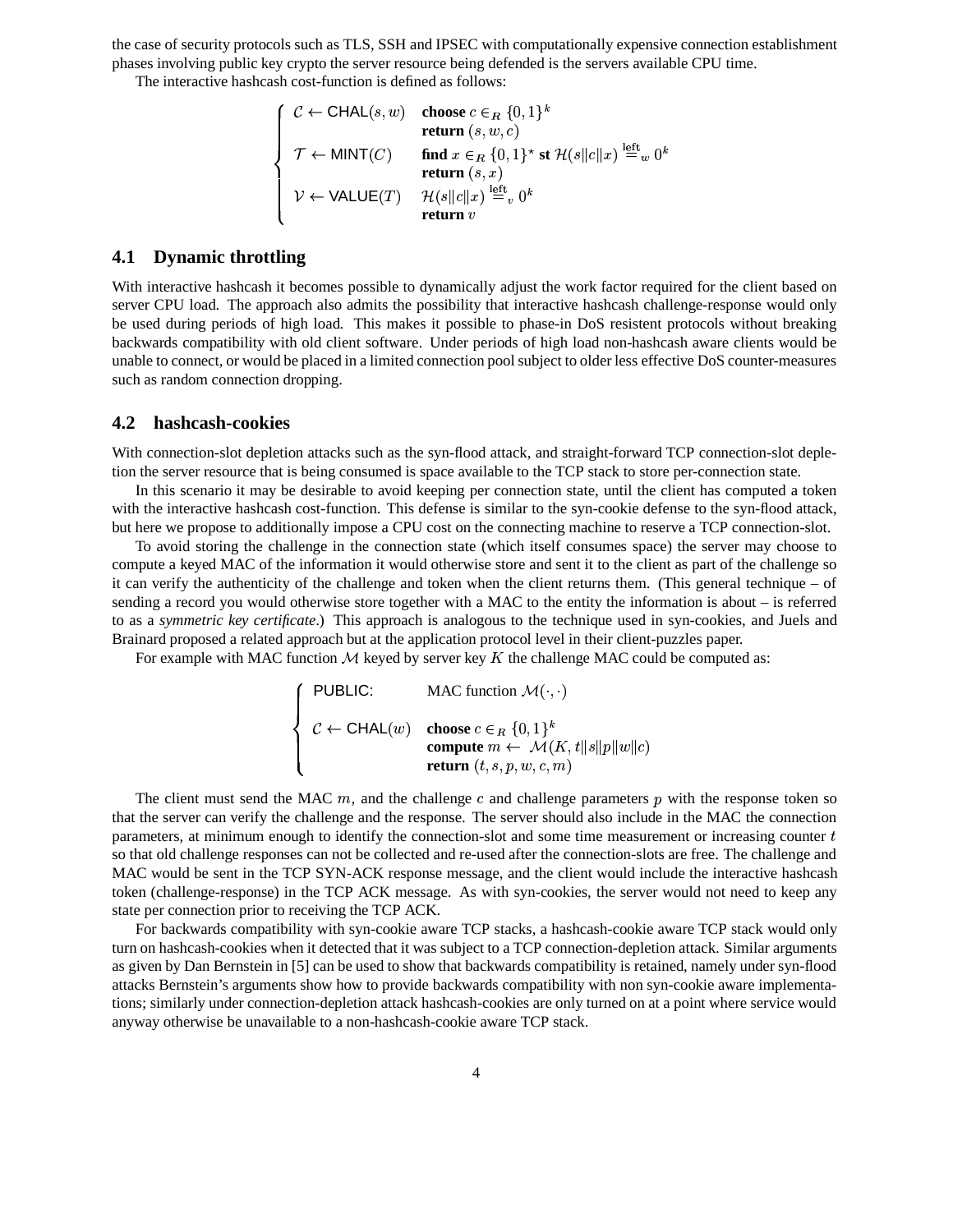the case of security protocols such as TLS, SSH and IPSEC with computationally expensive connection establishment phases involving public key crypto the server resource being defended is the servers available CPU time.

The interactive hashcash cost-function is defined as follows:

$$
\begin{cases}
\mathcal{C} \leftarrow \mathsf{CHAL}(s, w) & \textbf{choose } c \in_R \{0,1\}^k \\
& \textbf{return } (s, w, c) \\
\mathcal{T} \leftarrow \mathsf{MINT}(C) & \textbf{find } x \in_R \{0,1\}^\star \textbf{ st } \mathcal{H}(s \| c \| x) \stackrel{\text{left}}{=}_w 0^k \\
& \textbf{return } (s, x) \\
\mathcal{V} \leftarrow \mathsf{VALUE}(T) & \mathcal{H}(s \| c \| x) \stackrel{\text{left}}{=}_v 0^k \\
& \textbf{return } v
\end{cases}
$$

## 4.1 Dynamic throttling

With interactive hashcash it becomes possible to dynamically adjust the work factor required for the client based on server CPU load. The approach also admits the possibility that interactive hashcash challenge-response would only be used during periods of high load. This makes it possible to phase-in DoS resistent protocols without breaking backwards compatibility with old client software. Under periods of high load non-hashcash aware clients would be unable to connect, or would be placed in a limited connection pool subject to older less effective DoS counter-measures such as random connection dropping.

## 4.2 hashcash-cookies

With connection-slot depletion attacks such as the syn-flood attack, and straight-forward TCP connection-slot depletion the server resource that is being consumed is space available to the TCP stack to store per-connection state.

In this scenario it may be desirable to avoid keeping per connection state, until the client has computed a token with the interactive hashcash cost-function. This defense is similar to the syn-cookie defense to the syn-flood attack, but here we propose to additionally impose a CPU cost on the connecting machine to reserve a TCP connection-slot.

To avoid storing the challenge in the connection state (which itself consumes space) the server may choose to compute a keyed MAC of the information it would otherwise store and sent it to the client as part of the challenge so it can verify the authenticity of the challenge and token when the client returns them. (This general technique – of sending a record you would otherwise store together with a MAC to the entity the information is about – is referred to as a *symmetric key certificate*.) This approach is analogous to the technique used in syn-cookies, and Juels and Brainard proposed a related approach but at the application protocol level in their client-puzzles paper.

For example with MAC function $\mathcal{M}$ keyed by server key $K$ the challenge MAC could be computed as:

$$
\begin{cases}
\mathsf{PUBLIC:} & \text{MAC function } \mathcal{M}(\cdot, \cdot) \\
\\
\mathcal{C} \leftarrow \mathsf{CHAL}(w) & \textbf{choose } c \in_R \{0,1\}^k \\
& \textbf{compute } m \leftarrow \mathcal{M}(K, t \| s \| p \| w \| c) \\
& \textbf{return } (t, s, p, w, c, m)
\end{cases}
$$

The client must send the MAC $m$, and the challenge $c$ and challenge parameters $p$ with the response token so that the server can verify the challenge and the response. The server should also include in the MAC the connection parameters, at minimum enough to identify the connection-slot and some time measurement or increasing counter $t$ so that old challenge responses can not be collected and re-used after the connection-slots are free. The challenge and MAC would be sent in the TCP SYN-ACK response message, and the client would include the interactive hashcash token (challenge-response) in the TCP ACK message. As with syn-cookies, the server would not need to keep any state per connection prior to receiving the TCP ACK.

For backwards compatibility with syn-cookie aware TCP stacks, a hashcash-cookie aware TCP stack would only turn on hashcash-cookies when it detected that it was subject to a TCP connection-depletion attack. Similar arguments as given by Dan Bernstein in [5] can be used to show that backwards compatibility is retained, namely under syn-flood attacks Bernstein's arguments show how to provide backwards compatibility with non syn-cookie aware implementations; similarly under connection-depletion attack hashcash-cookies are only turned on at a point where service would anyway otherwise be unavailable to a non-hashcash-cookie aware TCP stack.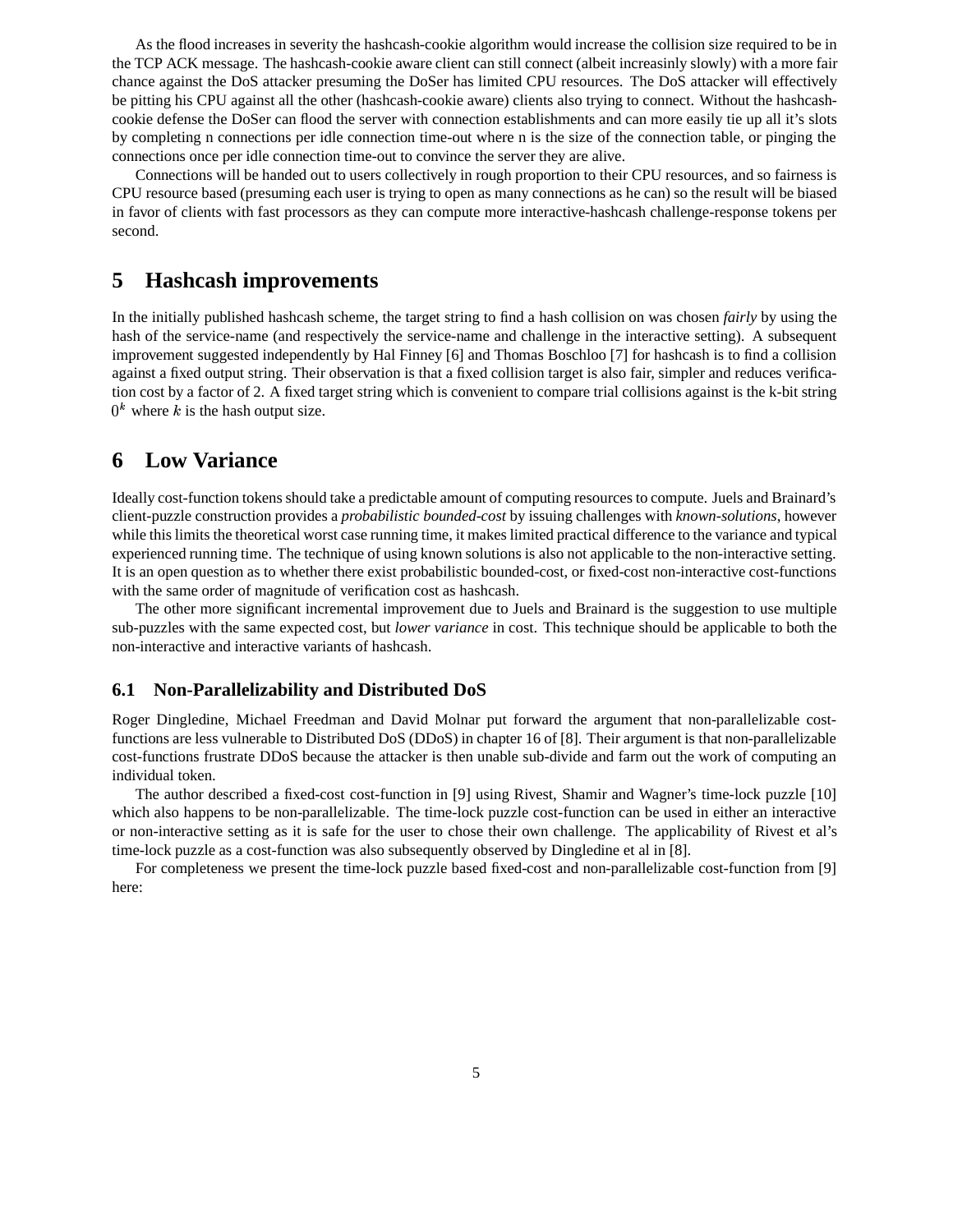As the flood increases in severity the hashcash-cookie algorithm would increase the collision size required to be in the TCP ACK message. The hashcash-cookie aware client can still connect (albeit increasinly slowly) with a more fair chance against the DoS attacker presuming the DoSer has limited CPU resources. The DoS attacker will effectively be pitting his CPU against all the other (hashcash-cookie aware) clients also trying to connect. Without the hashcash-cookie defense the DoSer can flood the server with connection establishments and can more easily tie up all it's slots by completing n connections per idle connection time-out where n is the size of the connection table, or pinging the connections once per idle connection time-out to convince the server they are alive.

Connections will be handed out to users collectively in rough proportion to their CPU resources, and so fairness is CPU resource based (presuming each user is trying to open as many connections as he can) so the result will be biased in favor of clients with fast processors as they can compute more interactive-hashcash challenge-response tokens per second.

## 5 Hashcash improvements

In the initially published hashcash scheme, the target string to find a hash collision on was chosen *fairly* by using the hash of the service-name (and respectively the service-name and challenge in the interactive setting). A subsequent improvement suggested independently by Hal Finney [6] and Thomas Boschloo [7] for hashcash is to find a collision against a fixed output string. Their observation is that a fixed collision target is also fair, simpler and reduces verification cost by a factor of 2. A fixed target string which is convenient to compare trial collisions against is the k-bit string $0^k$ where $k$ is the hash output size.

## 6 Low Variance

Ideally cost-function tokens should take a predictable amount of computing resources to compute. Juels and Brainard's client-puzzle construction provides a *probabilistic bounded-cost* by issuing challenges with *known-solutions*, however while this limits the theoretical worst case running time, it makes limited practical difference to the variance and typical experienced running time. The technique of using known solutions is also not applicable to the non-interactive setting. It is an open question as to whether there exist probabilistic bounded-cost, or fixed-cost non-interactive cost-functions with the same order of magnitude of verification cost as hashcash.

The other more significant incremental improvement due to Juels and Brainard is the suggestion to use multiple sub-puzzles with the same expected cost, but *lower variance* in cost. This technique should be applicable to both the non-interactive and interactive variants of hashcash.

### 6.1 Non-Parallelizability and Distributed DoS

Roger Dingledine, Michael Freedman and David Molnar put forward the argument that non-parallelizable cost-functions are less vulnerable to Distributed DoS (DDoS) in chapter 16 of [8]. Their argument is that non-parallelizable cost-functions frustrate DDoS because the attacker is then unable sub-divide and farm out the work of computing an individual token.

The author described a fixed-cost cost-function in [9] using Rivest, Shamir and Wagner's time-lock puzzle [10] which also happens to be non-parallelizable. The time-lock puzzle cost-function can be used in either an interactive or non-interactive setting as it is safe for the user to chose their own challenge. The applicability of Rivest et al's time-lock puzzle as a cost-function was also subsequently observed by Dingledine et al in [8].

For completeness we present the time-lock puzzle based fixed-cost and non-parallelizable cost-function from [9] here: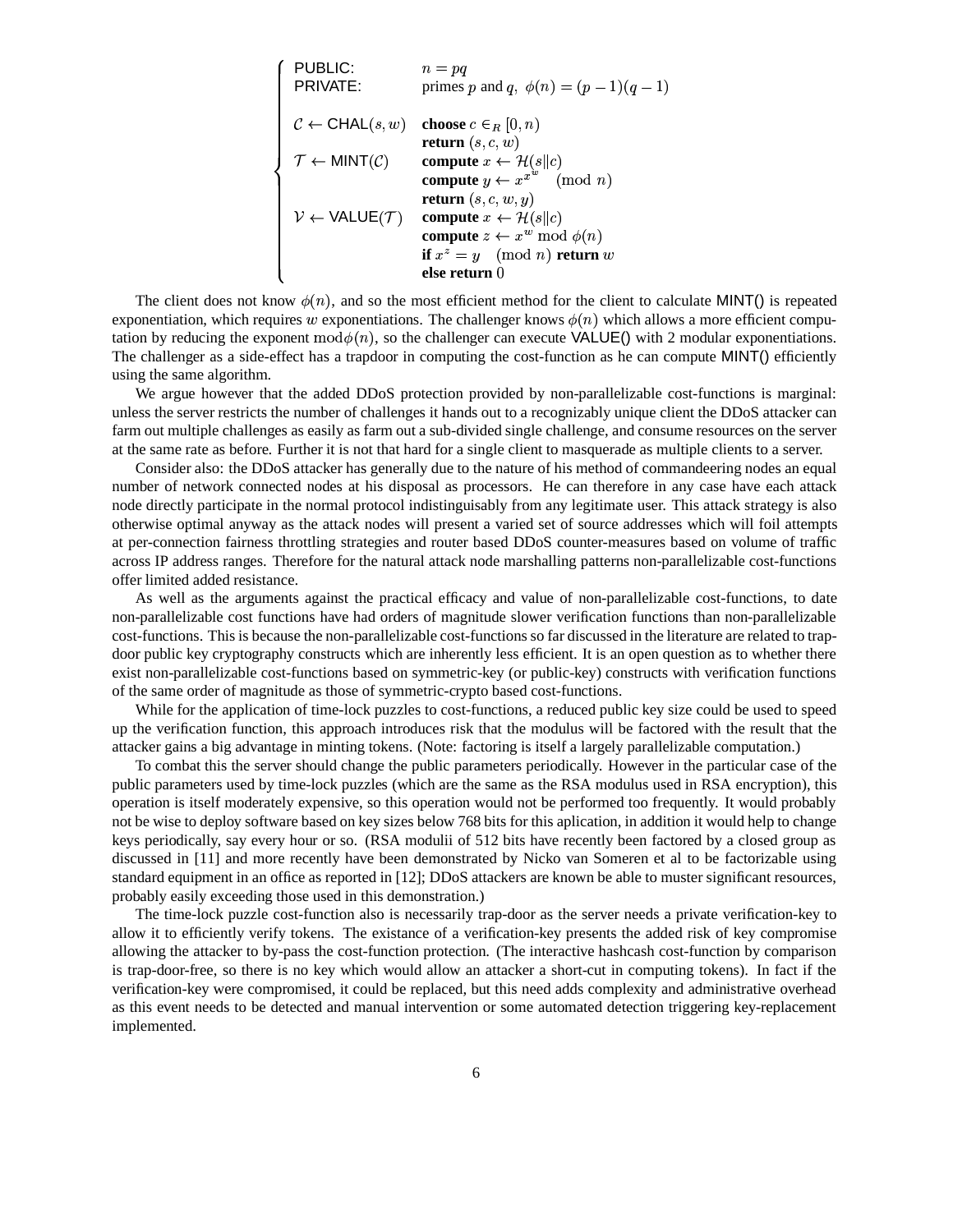$$
\begin{cases}
\text{PUBLIC:} & n = pq \\
\text{PRIVATE:} & \text{primes } p \text{ and } q,\ \phi(n) = (p-1)(q-1) \\
 & \\
\mathcal{C} \leftarrow \mathsf{CHAL}(s, w) & \textbf{choose } c \in_R [0, n) \\
 & \textbf{return } (s, c, w) \\
\mathcal{T} \leftarrow \mathsf{MINT}(\mathcal{C}) & \textbf{compute } x \leftarrow \mathcal{H}(s \| c) \\
 & \textbf{compute } y \leftarrow x^{x^w} \pmod{n} \\
 & \textbf{return } (s, c, w, y) \\
\mathcal{V} \leftarrow \mathsf{VALUE}(\mathcal{T}) & \textbf{compute } x \leftarrow \mathcal{H}(s \| c) \\
 & \textbf{compute } z \leftarrow x^w \bmod \phi(n) \\
 & \textbf{if } x^z = y \pmod{n} \textbf{ return } w \\
 & \textbf{else return } 0
\end{cases}
$$

The client does not know $\phi(n)$, and so the most efficient method for the client to calculate MINT() is repeated exponentiation, which requires $w$ exponentiations. The challenger knows $\phi(n)$ which allows a more efficient computation by reducing the exponent $\bmod \phi(n)$, so the challenger can execute VALUE() with 2 modular exponentiations. The challenger as a side-effect has a trapdoor in computing the cost-function as he can compute MINT() efficiently using the same algorithm.

We argue however that the added DDoS protection provided by non-parallelizable cost-functions is marginal: unless the server restricts the number of challenges it hands out to a recognizably unique client the DDoS attacker can farm out multiple challenges as easily as farm out a sub-divided single challenge, and consume resources on the server at the same rate as before. Further it is not that hard for a single client to masquerade as multiple clients to a server.

Consider also: the DDoS attacker has generally due to the nature of his method of commandeering nodes an equal number of network connected nodes at his disposal as processors. He can therefore in any case have each attack node directly participate in the normal protocol indistinguishable from any legitimate user. This attack strategy is also otherwise optimal anyway as the attack nodes will present a varied set of source addresses which will foil attempts at per-connection fairness throttling strategies and router based DDoS counter-measures based on volume of traffic across IP address ranges. Therefore for the natural attack node marshalling patterns non-parallelizable cost-functions offer limited added resistance.

As well as the arguments against the practical efficacy and value of non-parallelizable cost-functions, to date non-parallelizable cost functions have had orders of magnitude slower verification functions than non-parallelizable cost-functions. This is because the non-parallelizable cost-functions so far discussed in the literature are related to trap-door public key cryptography constructs which are inherently less efficient. It is an open question as to whether there exist non-parallelizable cost-functions based on symmetric-key (or public-key) constructs with verification functions of the same order of magnitude as those of symmetric-crypto based cost-functions.

While for the application of time-lock puzzles to cost-functions, a reduced public key size could be used to speed up the verification function, this approach introduces risk that the modulus will be factored with the result that the attacker gains a big advantage in minting tokens. (Note: factoring is itself a largely parallelizable computation.)

To combat this the server should change the public parameters periodically. However in the particular case of the public parameters used by time-lock puzzles (which are the same as the RSA modulus used in RSA encryption), this operation is itself moderately expensive, so this operation would not be performed too frequently. It would probably not be wise to deploy software based on key sizes below 768 bits for this aplication, in addition it would help to change keys periodically, say every hour or so. (RSA modulii of 512 bits have recently been factored by a closed group as discussed in [11] and more recently have been demonstrated by Nicko van Someren et al to be factorizable using standard equipment in an office as reported in [12]; DDoS attackers are known be able to muster significant resources, probably easily exceeding those used in this demonstration.)

The time-lock puzzle cost-function also is necessarily trap-door as the server needs a private verification-key to allow it to efficiently verify tokens. The existance of a verification-key presents the added risk of key compromise allowing the attacker to by-pass the cost-function protection. (The interactive hashcash cost-function by comparison is trap-door-free, so there is no key which would allow an attacker a short-cut in computing tokens). In fact if the verification-key were compromised, it could be replaced, but this need adds complexity and administrative overhead as this event needs to be detected and manual intervention or some automated detection triggering key-replacement implemented.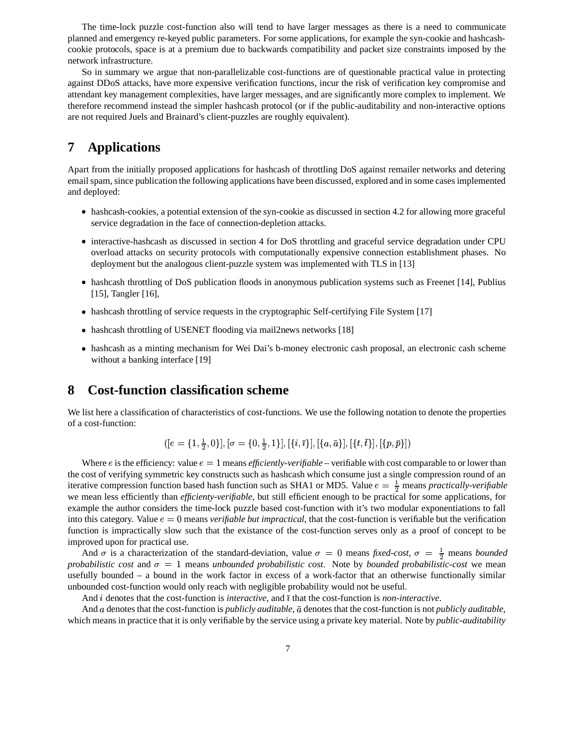The time-lock puzzle cost-function also will tend to have larger messages as there is a need to communicate planned and emergency re-keyed public parameters. For some applications, for example the syn-cookie and hashcash-cookie protocols, space is at a premium due to backwards compatibility and packet size constraints imposed by the network infrastructure.

So in summary we argue that non-parallelizable cost-functions are of questionable practical value in protecting against DDoS attacks, have more expensive verification functions, incur the risk of verification key compromise and attendant key management complexities, have larger messages, and are significantly more complex to implement. We therefore recommend instead the simpler hashcash protocol (or if the public-auditability and non-interactive options are not required Juels and Brainard's client-puzzles are roughly equivalent).

# 7 Applications

Apart from the initially proposed applications for hashcash of throttling DoS against remailer networks and detering email spam, since publication the following applications have been discussed, explored and in some cases implemented and deployed:

- hashcash-cookies, a potential extension of the syn-cookie as discussed in section 4.2 for allowing more graceful service degradation in the face of connection-depletion attacks.
- interactive-hashcash as discussed in section 4 for DoS throttling and graceful service degradation under CPU overload attacks on security protocols with computationally expensive connection establishment phases. No deployment but the analogous client-puzzle system was implemented with TLS in [13]
- hashcash throttling of DoS publication floods in anonymous publication systems such as Freenet [14], Publius [15], Tangler [16],
- hashcash throttling of service requests in the cryptographic Self-certifying File System [17]
- hashcash throttling of USENET flooding via mail2news networks [18]
- hashcash as a minting mechanism for Wei Dai's b-money electronic cash proposal, an electronic cash scheme without a banking interface [19]

# 8 Cost-function classification scheme

We list here a classification of characteristics of cost-functions. We use the following notation to denote the properties of a cost-function:

$$([e = \{1, \tfrac{1}{2}, 0\}], [\sigma = \{0, \tfrac{1}{2}, 1\}], [\{i, \bar{\imath}\}], [\{a, \bar{a}\}], [\{t, \bar{t}\}], [\{p, \bar{p}\}])$$

Where $e$ is the efficiency: value $e = 1$ means *efficiently-verifiable* – verifiable with cost comparable to or lower than the cost of verifying symmetric key constructs such as hashcash which consume just a single compression round of an iterative compression function based hash function such as SHA1 or MD5. Value $e = \frac{1}{2}$ means *practically-verifiable* we mean less efficiently than *efficienty-verifiable*, but still efficient enough to be practical for some applications, for example the author considers the time-lock puzzle based cost-function with it's two modular exponentiations to fall into this category. Value $e = 0$ means *verifiable but impractical*, that the cost-function is verifiable but the verification function is impractically slow such that the existance of the cost-function serves only as a proof of concept to be improved upon for practical use.

And $\sigma$ is a characterization of the standard-deviation, value $\sigma = 0$ means *fixed-cost*, $\sigma = \frac{1}{2}$ means *bounded probabilistic cost* and $\sigma = 1$ means *unbounded probabilistic cost*. Note by *bounded probabilistic-cost* we mean usefully bounded – a bound in the work factor in excess of a work-factor that an otherwise functionally similar unbounded cost-function would only reach with negligible probability would not be useful.

And $i$ denotes that the cost-function is *interactive*, and $\bar{\imath}$ that the cost-function is *non-interactive*.

And $a$ denotes that the cost-function is *publicly auditable*, $\bar{a}$ denotes that the cost-function is not *publicly auditable*, which means in practice that it is only verifiable by the service using a private key material. Note by *public-auditability*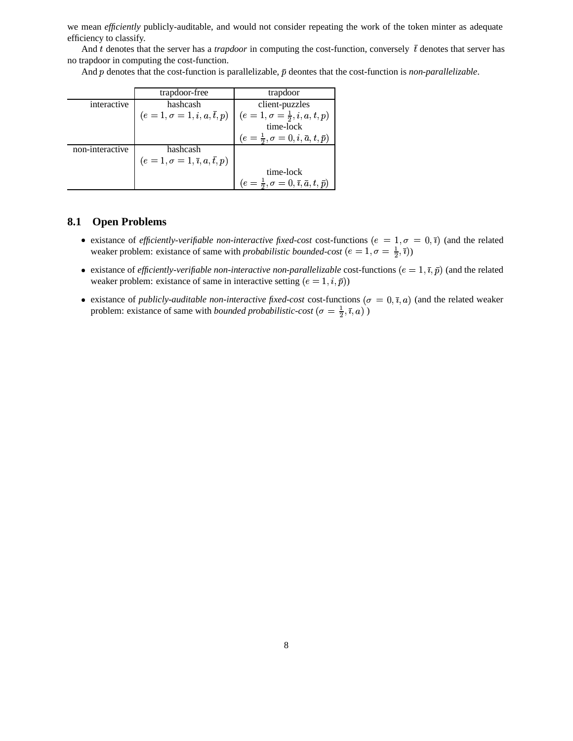we mean *efficiently* publicly-auditable, and would not consider repeating the work of the token minter as adequate efficiency to classify.

And $t$ denotes that the server has a *trapdoor* in computing the cost-function, conversely $\bar{t}$ denotes that server has no trapdoor in computing the cost-function.

And $p$ denotes that the cost-function is parallelizable, $\bar{p}$ deontes that the cost-function is *non-parallelizable*.

| | trapdoor-free | trapdoor |
|---|---|---|
| interactive | hashcash $(e = 1, \sigma = 1, i, a, \bar{t}, p)$ | client-puzzles $(e = 1, \sigma = \frac{1}{2}, i, a, t, p)$ time-lock $(e = \frac{1}{2}, \sigma = 0, i, \bar{a}, t, \bar{p})$ |
| non-interactive | hashcash $(e = 1, \sigma = 1, \bar{\imath}, a, \bar{t}, p)$ | time-lock $(e = \frac{1}{2}, \sigma = 0, \bar{\imath}, \bar{a}, t, \bar{p})$ |

### 8.1 Open Problems

- existance of *efficiently-verifiable non-interactive fixed-cost* cost-functions $(e = 1, \sigma = 0, \bar{\imath})$ (and the related weaker problem: existance of same with *probabilistic bounded-cost* $(e = 1, \sigma = \frac{1}{2}, \bar{\imath})$)
- existance of *efficiently-verifiable non-interactive non-parallelizable* cost-functions $(e = 1, \bar{\imath}, \bar{p})$ (and the related weaker problem: existance of same in interactive setting $(e = 1, i, \bar{p})$)
- existance of *publicly-auditable non-interactive fixed-cost* cost-functions $(\sigma = 0, \bar{\imath}, a)$ (and the related weaker problem: existance of same with *bounded probabilistic-cost* $(\sigma = \frac{1}{2}, \bar{\imath}, a)$ )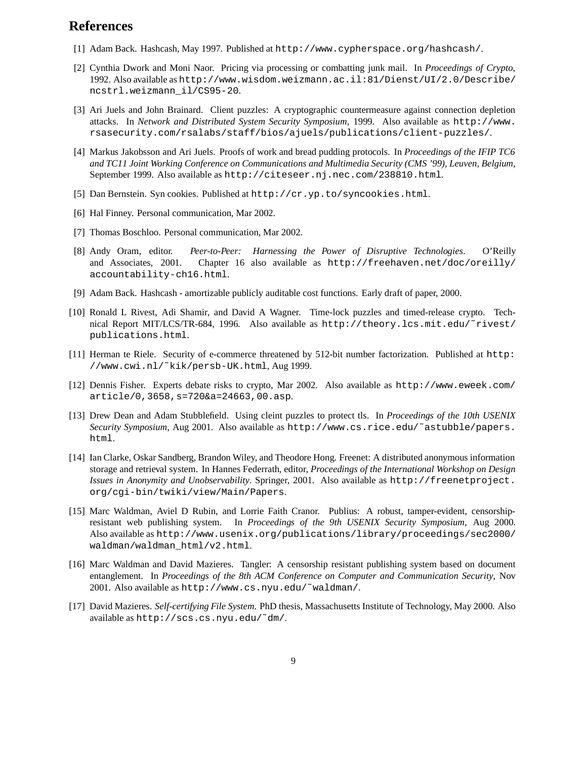## References

[1] Adam Back. Hashcash, May 1997. Published at http://www.cypherspace.org/hashcash/.

[2] Cynthia Dwork and Moni Naor. Pricing via processing or combatting junk mail. In *Proceedings of Crypto*, 1992. Also available as http://www.wisdom.weizmann.ac.il:81/Dienst/UI/2.0/Describe/ncstrl.weizmann_il/CS95-20.

[3] Ari Juels and John Brainard. Client puzzles: A cryptographic countermeasure against connection depletion attacks. In *Network and Distributed System Security Symposium*, 1999. Also available as http://www.rsasecurity.com/rsalabs/staff/bios/ajuels/publications/client-puzzles/.

[4] Markus Jakobsson and Ari Juels. Proofs of work and bread pudding protocols. In *Proceedings of the IFIP TC6 and TC11 Joint Working Conference on Communications and Multimedia Security (CMS '99), Leuven, Belgium*, September 1999. Also available as http://citeseer.nj.nec.com/238810.html.

[5] Dan Bernstein. Syn cookies. Published at http://cr.yp.to/syncookies.html.

[6] Hal Finney. Personal communication, Mar 2002.

[7] Thomas Boschloo. Personal communication, Mar 2002.

[8] Andy Oram, editor. *Peer-to-Peer: Harnessing the Power of Disruptive Technologies*. O'Reilly and Associates, 2001. Chapter 16 also available as http://freehaven.net/doc/oreilly/accountability-ch16.html.

[9] Adam Back. Hashcash - amortizable publicly auditable cost functions. Early draft of paper, 2000.

[10] Ronald L Rivest, Adi Shamir, and David A Wagner. Time-lock puzzles and timed-release crypto. Technical Report MIT/LCS/TR-684, 1996. Also available as http://theory.lcs.mit.edu/~rivest/publications.html.

[11] Herman te Riele. Security of e-commerce threatened by 512-bit number factorization. Published at http://www.cwi.nl/~kik/persb-UK.html, Aug 1999.

[12] Dennis Fisher. Experts debate risks to crypto, Mar 2002. Also available as http://www.eweek.com/article/0,3658,s=720&a=24663,00.asp.

[13] Drew Dean and Adam Stubblefield. Using cleint puzzles to protect tls. In *Proceedings of the 10th USENIX Security Symposium*, Aug 2001. Also available as http://www.cs.rice.edu/~astubble/papers.html.

[14] Ian Clarke, Oskar Sandberg, Brandon Wiley, and Theodore Hong. Freenet: A distributed anonymous information storage and retrieval system. In Hannes Federrath, editor, *Proceedings of the International Workshop on Design Issues in Anonymity and Unobservability*. Springer, 2001. Also available as http://freenetproject.org/cgi-bin/twiki/view/Main/Papers.

[15] Marc Waldman, Aviel D Rubin, and Lorrie Faith Cranor. Publius: A robust, tamper-evident, censorship-resistant web publishing system. In *Proceedings of the 9th USENIX Security Symposium*, Aug 2000. Also available as http://www.usenix.org/publications/library/proceedings/sec2000/waldman/waldman_html/v2.html.

[16] Marc Waldman and David Mazieres. Tangler: A censorship resistant publishing system based on document entanglement. In *Proceedings of the 8th ACM Conference on Computer and Communication Security*, Nov 2001. Also available as http://www.cs.nyu.edu/~waldman/.

[17] David Mazieres. *Self-certifying File System*. PhD thesis, Massachusetts Institute of Technology, May 2000. Also available as http://scs.cs.nyu.edu/~dm/.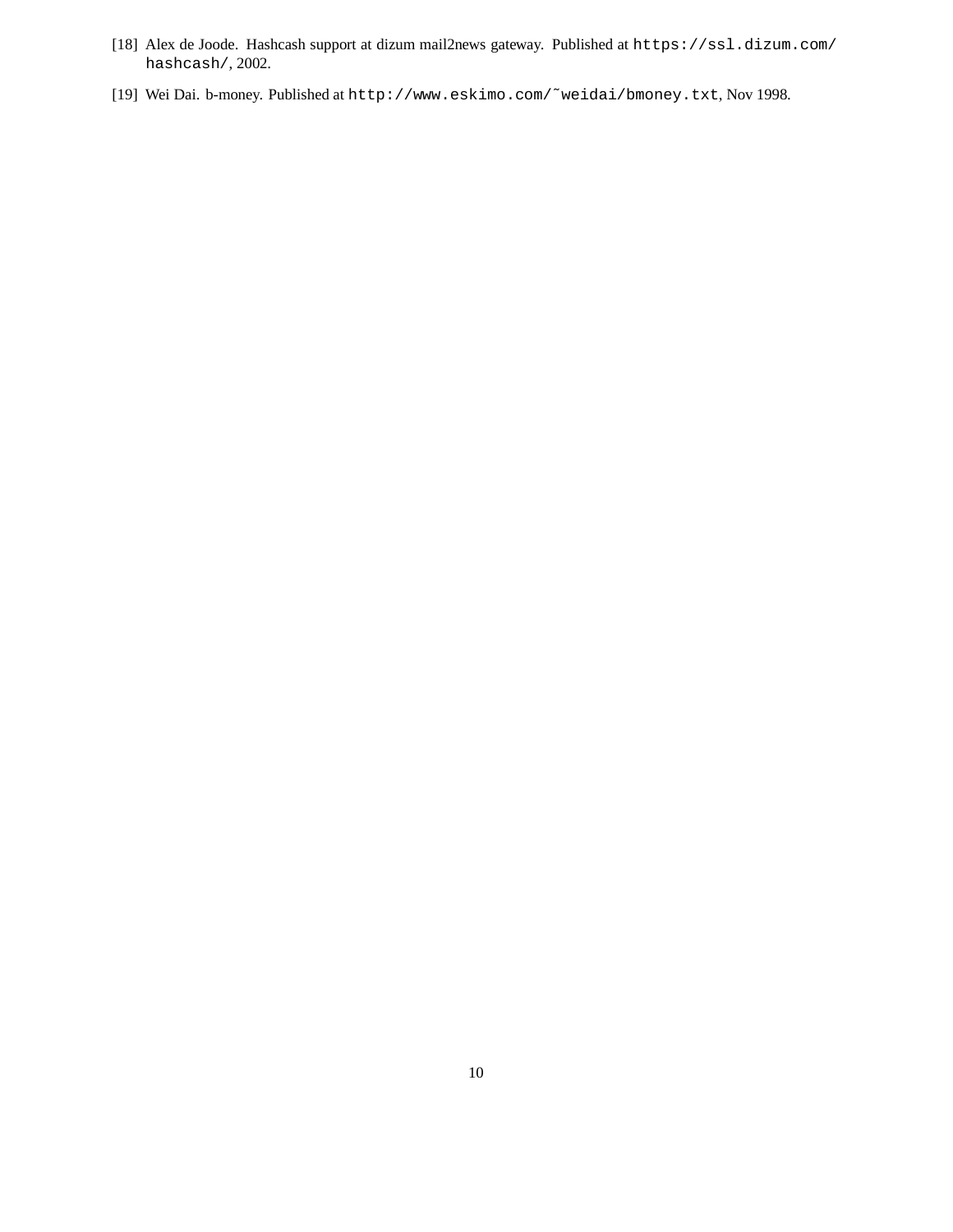[18] Alex de Joode. Hashcash support at dizum mail2news gateway. Published at https://ssl.dizum.com/hashcash/, 2002.

[19] Wei Dai. b-money. Published at http://www.eskimo.com/~weidai/bmoney.txt, Nov 1998.